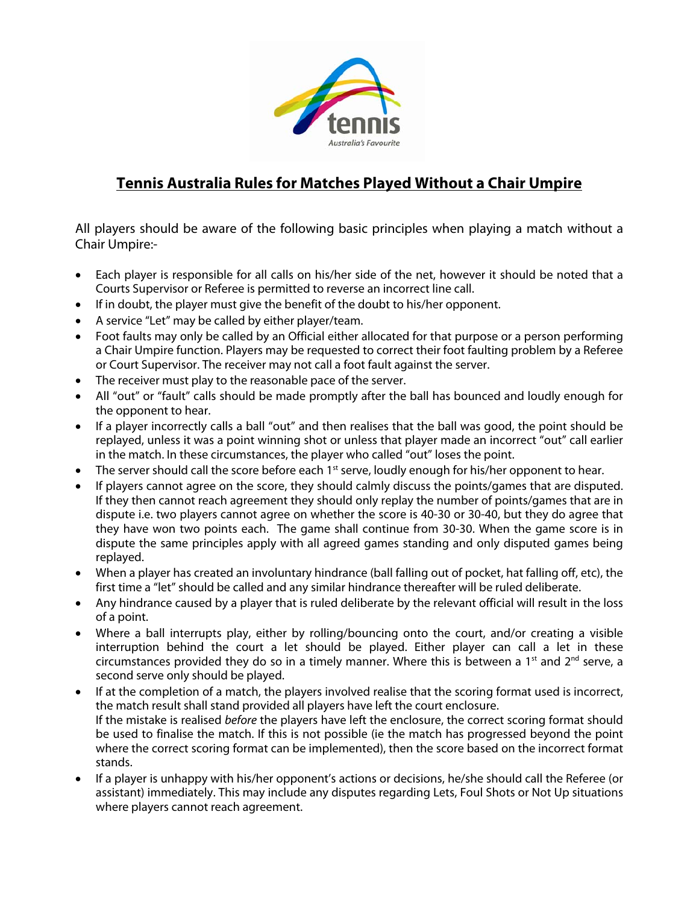# Tennis Australia Rules for Matches Played Without a Chair Umpire

All players should be aware of the following basic principles when playing a match without a Chair Umpire:-

- Each player is responsible for all calls on his/her side of the net, however it should be noted that a Courts Supervisor or Referee is permitted to reverse an incorrect line call.
- If in doubt, the player must give the benefit of the doubt to his/her opponent.
- A service "Let" may be called by either player/team.
- Foot faults may only be called by an Official either allocated for that purpose or a person performing a Chair Umpire function. Players may be requested to correct their foot faulting problem by a Referee or Court Supervisor. The receiver may not call a foot fault against the server.
- The receiver must play to the reasonable pace of the server.
- All "out" or "fault" calls should be made promptly after the ball has bounced and loudly enough for the opponent to hear.
- If a player incorrectly calls a ball "out" and then realises that the ball was good, the point should be replayed, unless it was a point winning shot or unless that player made an incorrect "out" call earlier in the match. In these circumstances, the player who called "out" loses the point.
- The server should call the score before each 1st serve, loudly enough for his/her opponent to hear.
- If players cannot agree on the score, they should calmly discuss the points/games that are disputed. If they then cannot reach agreement they should only replay the number of points/games that are in dispute i.e. two players cannot agree on whether the score is 40-30 or 30-40, but they do agree that they have won two points each. The game shall continue from 30-30. When the game score is in dispute the same principles apply with all agreed games standing and only disputed games being replayed.
- When a player has created an involuntary hindrance (ball falling out of pocket, hat falling off, etc), the first time a "let" should be called and any similar hindrance thereafter will be ruled deliberate.
- Any hindrance caused by a player that is ruled deliberate by the relevant official will result in the loss of a point.
- Where a ball interrupts play, either by rolling/bouncing onto the court, and/or creating a visible interruption behind the court a let should be played. Either player can call a let in these circumstances provided they do so in a timely manner. Where this is between a 1st and 2nd serve, a second serve only should be played.
- If at the completion of a match, the players involved realise that the scoring format used is incorrect, the match result shall stand provided all players have left the court enclosure.
  If the mistake is realised *before* the players have left the enclosure, the correct scoring format should be used to finalise the match. If this is not possible (ie the match has progressed beyond the point where the correct scoring format can be implemented), then the score based on the incorrect format stands.
- If a player is unhappy with his/her opponent's actions or decisions, he/she should call the Referee (or assistant) immediately. This may include any disputes regarding Lets, Foul Shots or Not Up situations where players cannot reach agreement.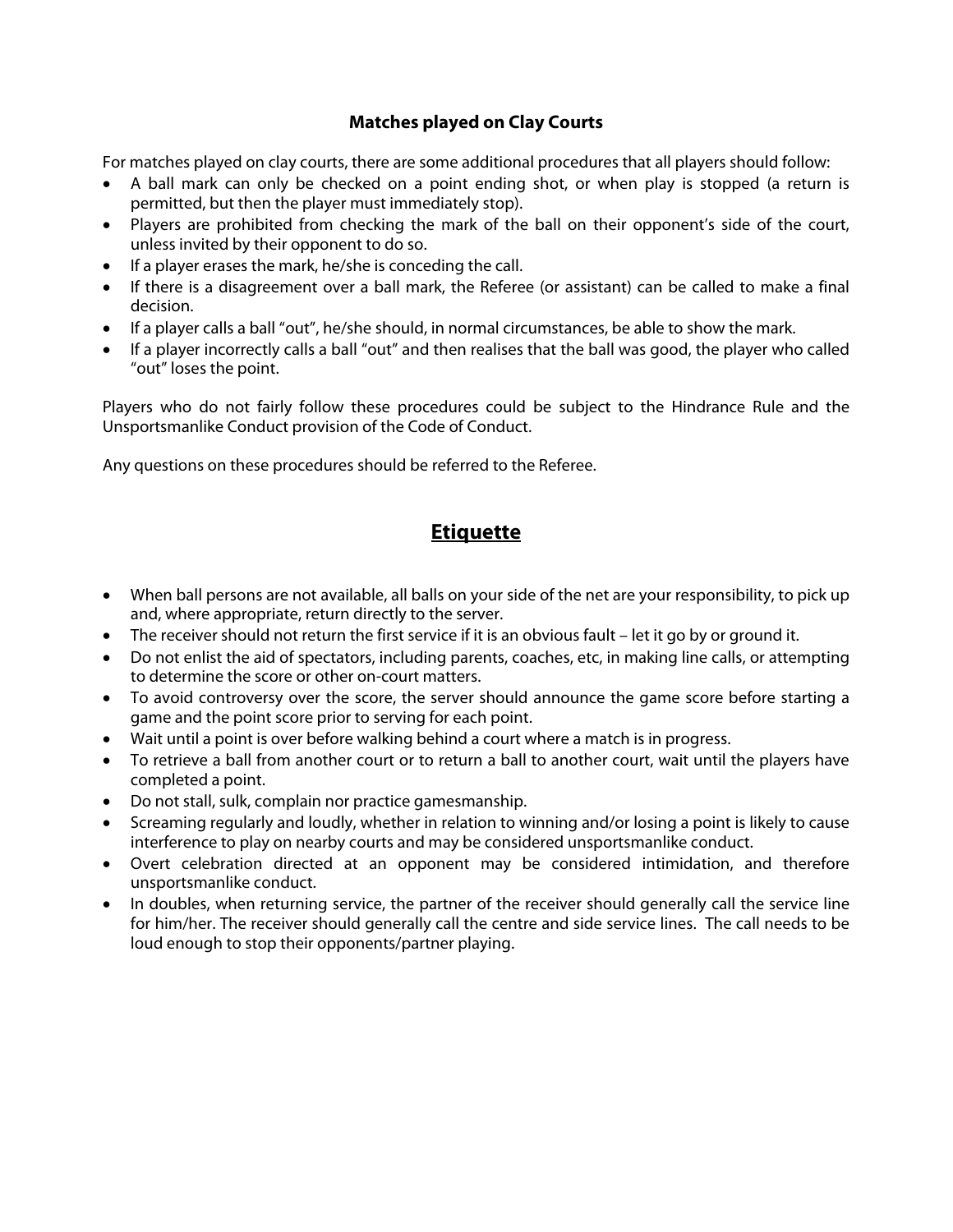### Matches played on Clay Courts

For matches played on clay courts, there are some additional procedures that all players should follow:

- A ball mark can only be checked on a point ending shot, or when play is stopped (a return is permitted, but then the player must immediately stop).
- Players are prohibited from checking the mark of the ball on their opponent's side of the court, unless invited by their opponent to do so.
- If a player erases the mark, he/she is conceding the call.
- If there is a disagreement over a ball mark, the Referee (or assistant) can be called to make a final decision.
- If a player calls a ball "out", he/she should, in normal circumstances, be able to show the mark.
- If a player incorrectly calls a ball "out" and then realises that the ball was good, the player who called "out" loses the point.

Players who do not fairly follow these procedures could be subject to the Hindrance Rule and the Unsportsmanlike Conduct provision of the Code of Conduct.

Any questions on these procedures should be referred to the Referee.

## Etiquette

- When ball persons are not available, all balls on your side of the net are your responsibility, to pick up and, where appropriate, return directly to the server.
- The receiver should not return the first service if it is an obvious fault – let it go by or ground it.
- Do not enlist the aid of spectators, including parents, coaches, etc, in making line calls, or attempting to determine the score or other on-court matters.
- To avoid controversy over the score, the server should announce the game score before starting a game and the point score prior to serving for each point.
- Wait until a point is over before walking behind a court where a match is in progress.
- To retrieve a ball from another court or to return a ball to another court, wait until the players have completed a point.
- Do not stall, sulk, complain nor practice gamesmanship.
- Screaming regularly and loudly, whether in relation to winning and/or losing a point is likely to cause interference to play on nearby courts and may be considered unsportsmanlike conduct.
- Overt celebration directed at an opponent may be considered intimidation, and therefore unsportsmanlike conduct.
- In doubles, when returning service, the partner of the receiver should generally call the service line for him/her. The receiver should generally call the centre and side service lines. The call needs to be loud enough to stop their opponents/partner playing.